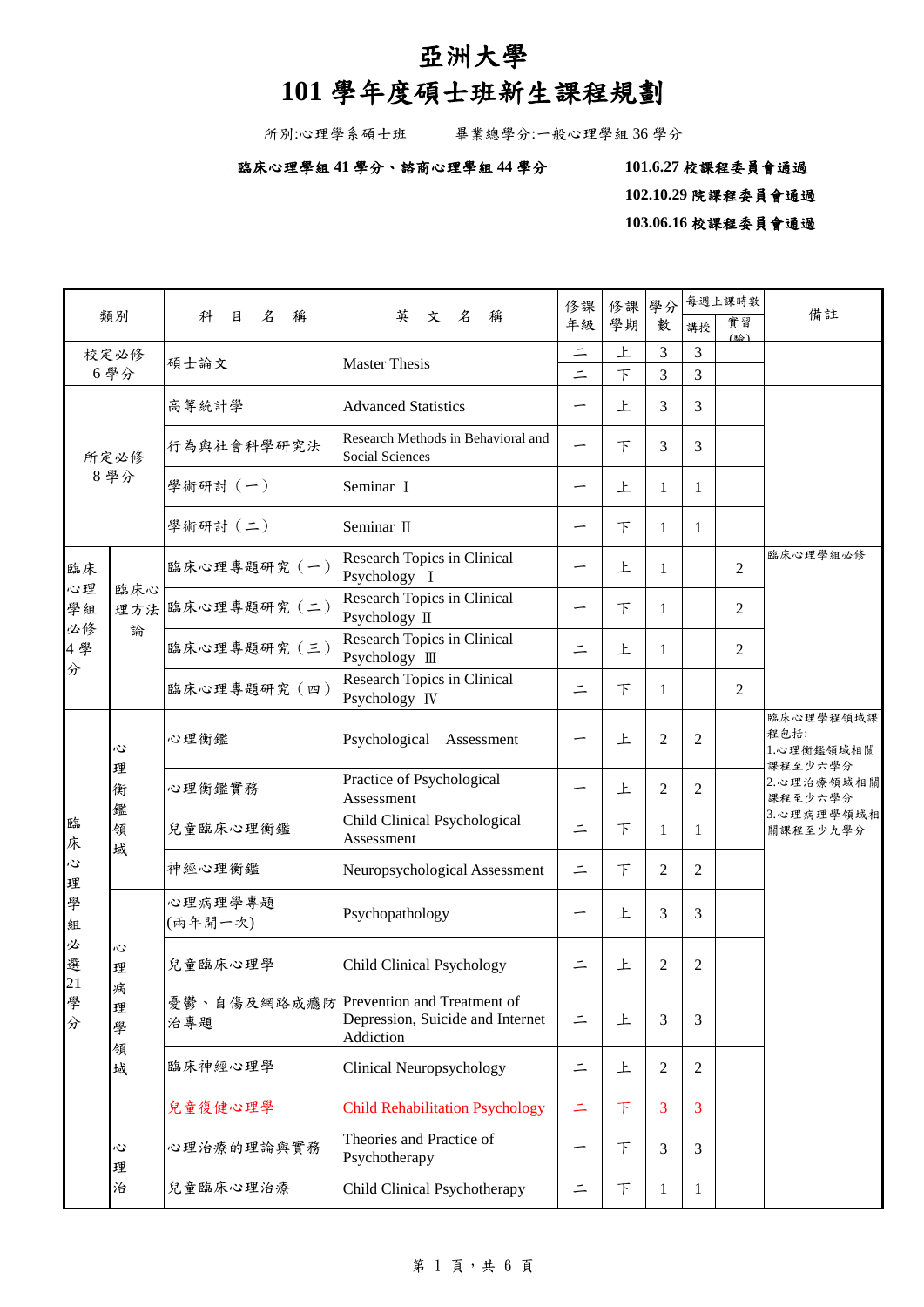# 亞洲大學

# 101 學年度碩士班新生課程規劃

所別:心理學系碩士班　　　畢業總學分:一般心理學組 36 學分

**臨床心理學組 41 學分、諮商心理學組 44 學分**

**101.6.27 校課程委員會通過**

**102.10.29 院課程委員會通過**

**103.06.16 校課程委員會通過**

| 類別 | | 科 目 名 稱 | 英 文 名 稱 | 修課年級 | 修課學期 | 學分數 | 每週上課時數 | | 備註 |
|---|---|---|---|---|---|---|---|---|---|
| | | | | | | | 講授 | 實習(驗) | |
| 校定必修 6 學分 | | 碩士論文 | Master Thesis | 二 | 上 | 3 | 3 | | |
| | | | | 二 | 下 | 3 | 3 | | |
| 所定必修 8 學分 | | 高等統計學 | Advanced Statistics | 一 | 上 | 3 | 3 | | |
| | | 行為與社會科學研究法 | Research Methods in Behavioral and Social Sciences | 一 | 下 | 3 | 3 | | |
| | | 學術研討（一） | Seminar Ⅰ | 一 | 上 | 1 | 1 | | |
| | | 學術研討（二） | Seminar Ⅱ | 一 | 下 | 1 | 1 | | |
| 臨床心理學組必修 4 學分 | 臨床心理方法論 | 臨床心理專題研究（一） | Research Topics in Clinical Psychology Ⅰ | 一 | 上 | 1 | | 2 | 臨床心理學組必修 |
| | | 臨床心理專題研究（二） | Research Topics in Clinical Psychology Ⅱ | 一 | 下 | 1 | | 2 | |
| | | 臨床心理專題研究（三） | Research Topics in Clinical Psychology Ⅲ | 二 | 上 | 1 | | 2 | |
| | | 臨床心理專題研究（四） | Research Topics in Clinical Psychology Ⅳ | 二 | 下 | 1 | | 2 | |
| 臨床心理學組必選 21 學分 | 心理衡鑑領域 | 心理衡鑑 | Psychological Assessment | 一 | 上 | 2 | 2 | | 臨床心理學程領域課程包括:<br>1.心理衡鑑領域相關課程至少六學分<br>2.心理治療領域相關課程至少六學分<br>3.心理病理學領域相關課程至少九學分 |
| | | 心理衡鑑實務 | Practice of Psychological Assessment | 一 | 上 | 2 | 2 | | |
| | | 兒童臨床心理衡鑑 | Child Clinical Psychological Assessment | 二 | 下 | 1 | 1 | | |
| | | 神經心理衡鑑 | Neuropsychological Assessment | 二 | 下 | 2 | 2 | | |
| | 心理病理學領域 | 心理病理學專題(兩年開一次) | Psychopathology | 一 | 上 | 3 | 3 | | |
| | | 兒童臨床心理學 | Child Clinical Psychology | 二 | 上 | 2 | 2 | | |
| | | 憂鬱、自傷及網路成癮防治專題 | Prevention and Treatment of Depression, Suicide and Internet Addiction | 二 | 上 | 3 | 3 | | |
| | | 臨床神經心理學 | Clinical Neuropsychology | 二 | 上 | 2 | 2 | | |
| | | 兒童復健心理學 | Child Rehabilitation Psychology | 二 | 下 | 3 | 3 | | |
| | 心理治 | 心理治療的理論與實務 | Theories and Practice of Psychotherapy | 一 | 下 | 3 | 3 | | |
| | | 兒童臨床心理治療 | Child Clinical Psychotherapy | 二 | 下 | 1 | 1 | | |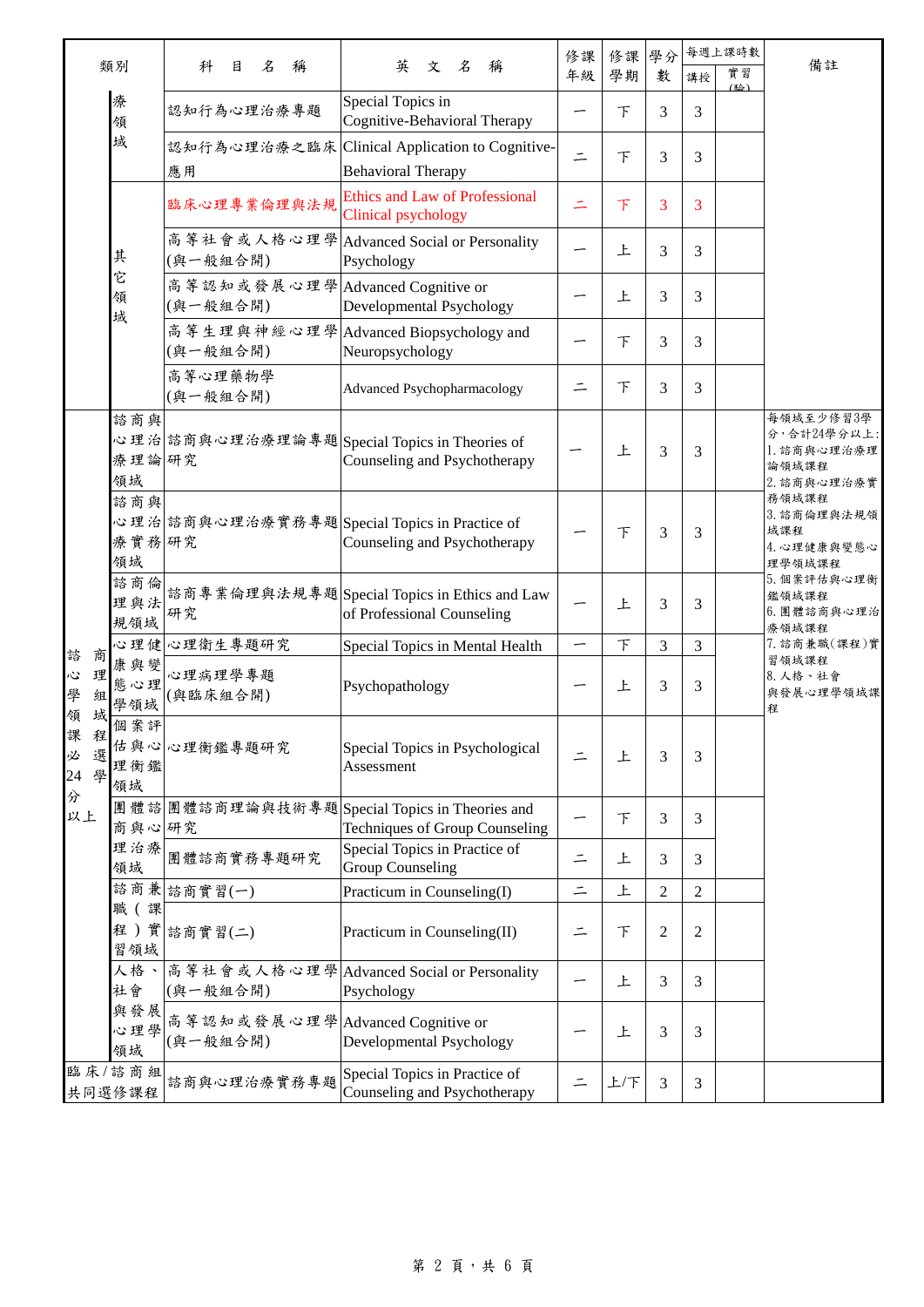| 類別 | | 科目名稱 | 英文名稱 | 修課年級 | 修課學期 | 學分數 | 每週上課時數 | | 備註 |
|---|---|---|---|---|---|---|---|---|---|
| | | | | | | | 講授 | 實習(驗) | |
| | 療領域 | 認知行為心理治療專題 | Special Topics in Cognitive-Behavioral Therapy | 一 | 下 | 3 | 3 | | |
| | | 認知行為心理治療之臨床應用 | Clinical Application to Cognitive-Behavioral Therapy | 二 | 下 | 3 | 3 | | |
| | 其它領域 | 臨床心理專業倫理與法規 | Ethics and Law of Professional Clinical psychology | 二 | 下 | 3 | 3 | | |
| | | 高等社會或人格心理學(與一般組合開) | Advanced Social or Personality Psychology | 一 | 上 | 3 | 3 | | |
| | | 高等認知或發展心理學(與一般組合開) | Advanced Cognitive or Developmental Psychology | 一 | 上 | 3 | 3 | | |
| | | 高等生理與神經心理學(與一般組合開) | Advanced Biopsychology and Neuropsychology | 一 | 下 | 3 | 3 | | |
| | | 高等心理藥物學(與一般組合開) | Advanced Psychopharmacology | 二 | 下 | 3 | 3 | | |
| 諮商心理組學領域課程必選24學分以上 | 諮商與心理治療理論領域 | 諮商與心理治療理論專題研究 | Special Topics in Theories of Counseling and Psychotherapy | 一 | 上 | 3 | 3 | | 每領域至少修習3學分，合計24學分以上：<br>1. 諮商與心理治療理論領域課程<br>2. 諮商與心理治療實務領域課程<br>3. 諮商倫理與法規領域課程<br>4. 心理健康與變態心理學領域課程<br>5. 個案評估與心理衡鑑領域課程<br>6. 團體諮商與心理治療領域課程<br>7. 諮商兼職(課程)實習領域課程<br>8. 人格、社會與發展心理學領域課程 |
| | 諮商與心理治療實務領域 | 諮商與心理治療實務專題研究 | Special Topics in Practice of Counseling and Psychotherapy | 一 | 下 | 3 | 3 | | |
| | 諮商倫理與法規領域 | 諮商專業倫理與法規專題研究 | Special Topics in Ethics and Law of Professional Counseling | 一 | 上 | 3 | 3 | | |
| | 心理健康與變態心理學領域 | 心理衛生專題研究 | Special Topics in Mental Health | 一 | 下 | 3 | 3 | | |
| | | 心理病理學專題(與臨床組合開) | Psychopathology | 一 | 上 | 3 | 3 | | |
| | 個案評估與心理衡鑑領域 | 心理衡鑑專題研究 | Special Topics in Psychological Assessment | 二 | 上 | 3 | 3 | | |
| | 團體諮商與心理治療領域 | 團體諮商理論與技術專題研究 | Special Topics in Theories and Techniques of Group Counseling | 一 | 下 | 3 | 3 | | |
| | | 團體諮商實務專題研究 | Special Topics in Practice of Group Counseling | 二 | 上 | 3 | 3 | | |
| | 諮商兼職(課程)實習領域 | 諮商實習(一) | Practicum in Counseling(I) | 二 | 上 | 2 | 2 | | |
| | | 諮商實習(二) | Practicum in Counseling(II) | 二 | 下 | 2 | 2 | | |
| | 人格、社會與發展心理學領域 | 高等社會或人格心理學(與一般組合開) | Advanced Social or Personality Psychology | 一 | 上 | 3 | 3 | | |
| | | 高等認知或發展心理學(與一般組合開) | Advanced Cognitive or Developmental Psychology | 一 | 上 | 3 | 3 | | |
| 臨床/諮商組共同選修課程 | | 諮商與心理治療實務專題 | Special Topics in Practice of Counseling and Psychotherapy | 二 | 上/下 | 3 | 3 | | |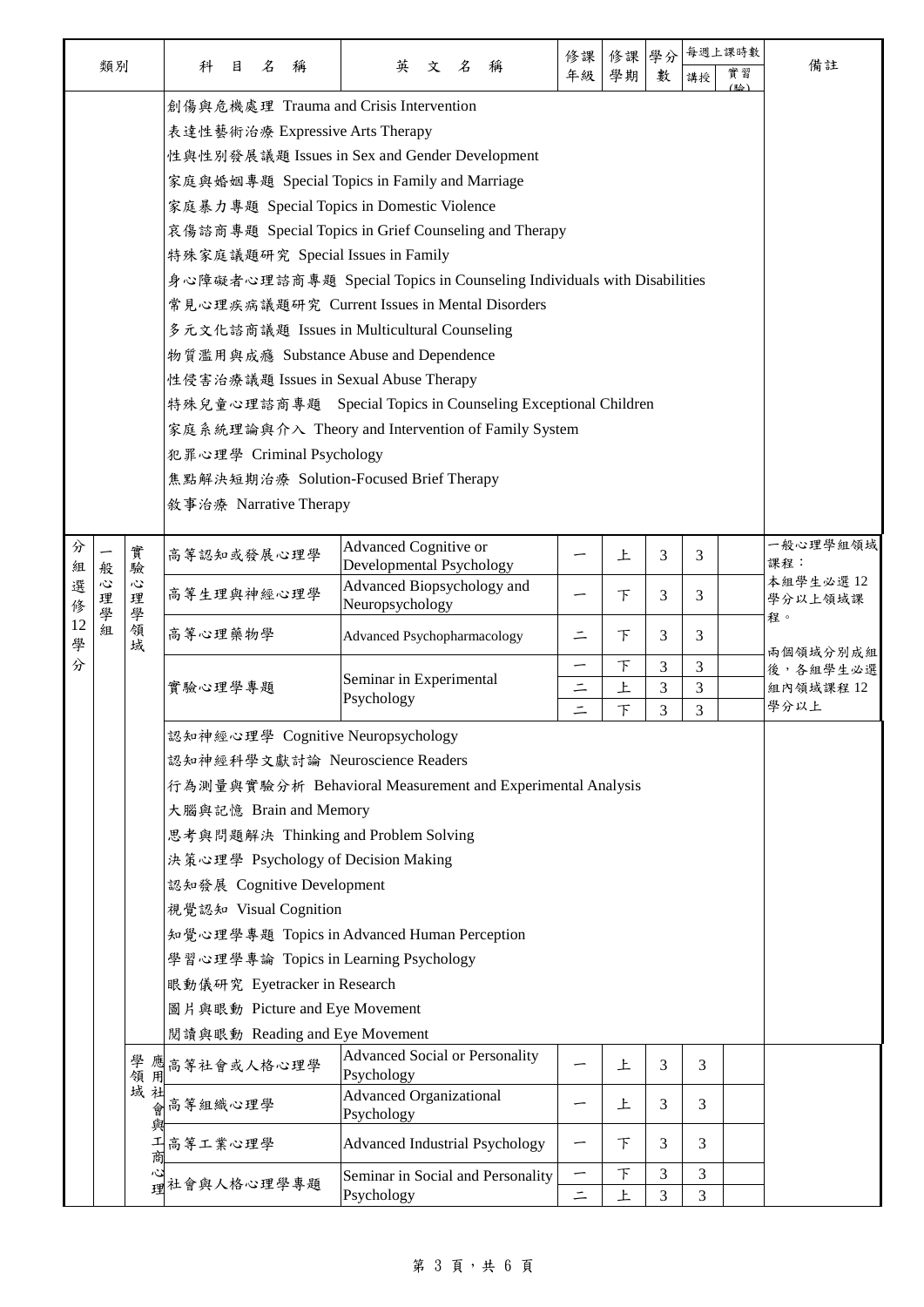| 類別 | | | 科目名稱 | 英文名稱 | 修課年級 | 修課學期 | 學分數 | 每週上課時數 | | 備註 |
|---|---|---|---|---|---|---|---|---|---|---|
| | | | | | | | | 講授 | 實習(驗) | |
| | | | 創傷與危機處理 Trauma and Crisis Intervention | | | | | | | |
| | | | 表達性藝術治療 Expressive Arts Therapy | | | | | | | |
| | | | 性與性別發展議題 Issues in Sex and Gender Development | | | | | | | |
| | | | 家庭與婚姻專題 Special Topics in Family and Marriage | | | | | | | |
| | | | 家庭暴力專題 Special Topics in Domestic Violence | | | | | | | |
| | | | 哀傷諮商專題 Special Topics in Grief Counseling and Therapy | | | | | | | |
| | | | 特殊家庭議題研究 Special Issues in Family | | | | | | | |
| | | | 身心障礙者心理諮商專題 Special Topics in Counseling Individuals with Disabilities | | | | | | | |
| | | | 常見心理疾病議題研究 Current Issues in Mental Disorders | | | | | | | |
| | | | 多元文化諮商議題 Issues in Multicultural Counseling | | | | | | | |
| | | | 物質濫用與成癮 Substance Abuse and Dependence | | | | | | | |
| | | | 性侵害治療議題 Issues in Sexual Abuse Therapy | | | | | | | |
| | | | 特殊兒童心理諮商專題 Special Topics in Counseling Exceptional Children | | | | | | | |
| | | | 家庭系統理論與介入 Theory and Intervention of Family System | | | | | | | |
| | | | 犯罪心理學 Criminal Psychology | | | | | | | |
| | | | 焦點解決短期治療 Solution-Focused Brief Therapy | | | | | | | |
| | | | 敘事治療 Narrative Therapy | | | | | | | |
| 分組選修12學分 | 一般心理學組 | 實驗心理學領域 | 高等認知或發展心理學 | Advanced Cognitive or Developmental Psychology | 一 | 上 | 3 | 3 | | 一般心理學組領域課程：本組學生必選12學分以上領域課程。兩個領域分別成組後，各組學生必選組內領域課程12學分以上 |
| | | | 高等生理與神經心理學 | Advanced Biopsychology and Neuropsychology | 一 | 下 | 3 | 3 | | |
| | | | 高等心理藥物學 | Advanced Psychopharmacology | 二 | 下 | 3 | 3 | | |
| | | | 實驗心理學專題 | Seminar in Experimental Psychology | 一 | 下 | 3 | 3 | | |
| | | | | | 二 | 上 | 3 | 3 | | |
| | | | | | 二 | 下 | 3 | 3 | | |
| | | | 認知神經心理學 Cognitive Neuropsychology | | | | | | | |
| | | | 認知神經科學文獻討論 Neuroscience Readers | | | | | | | |
| | | | 行為測量與實驗分析 Behavioral Measurement and Experimental Analysis | | | | | | | |
| | | | 大腦與記憶 Brain and Memory | | | | | | | |
| | | | 思考與問題解決 Thinking and Problem Solving | | | | | | | |
| | | | 決策心理學 Psychology of Decision Making | | | | | | | |
| | | | 認知發展 Cognitive Development | | | | | | | |
| | | | 視覺認知 Visual Cognition | | | | | | | |
| | | | 知覺心理學專題 Topics in Advanced Human Perception | | | | | | | |
| | | | 學習心理學專論 Topics in Learning Psychology | | | | | | | |
| | | | 眼動儀研究 Eyetracker in Research | | | | | | | |
| | | | 圖片與眼動 Picture and Eye Movement | | | | | | | |
| | | | 閱讀與眼動 Reading and Eye Movement | | | | | | | |
| | | 應用社會與工商心理學領域 | 高等社會或人格心理學 | Advanced Social or Personality Psychology | 一 | 上 | 3 | 3 | | |
| | | | 高等組織心理學 | Advanced Organizational Psychology | 一 | 上 | 3 | 3 | | |
| | | | 高等工業心理學 | Advanced Industrial Psychology | 一 | 下 | 3 | 3 | | |
| | | | 社會與人格心理學專題 | Seminar in Social and Personality Psychology | 一 | 下 | 3 | 3 | | |
| | | | | | 二 | 上 | 3 | 3 | | |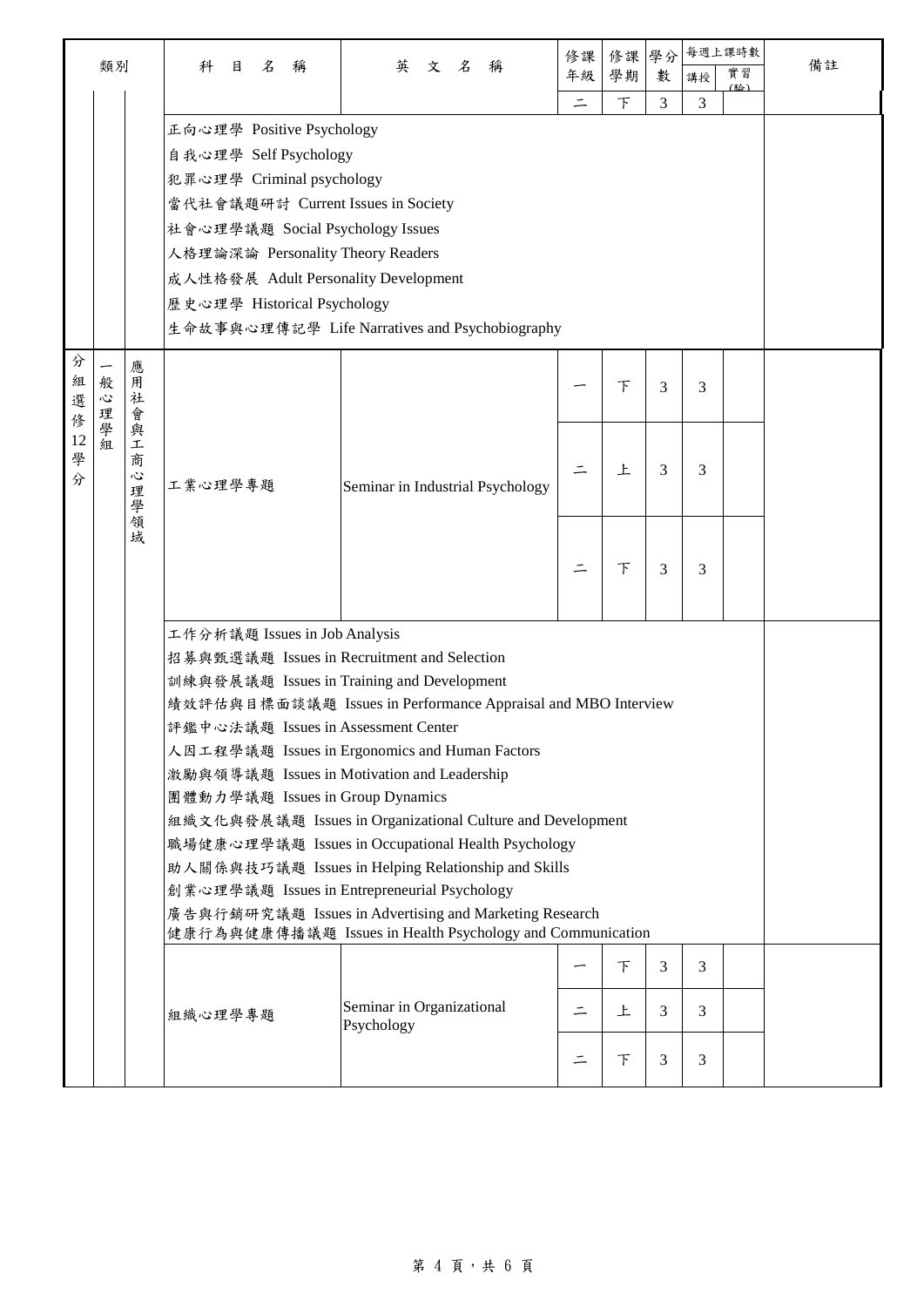| 類別 | | | 科目名稱 | 英文名稱 | 修課年級 | 修課學期 | 學分數 | 每週上課時數 講授 | 每週上課時數 實習(驗) | 備註 |
|---|---|---|---|---|---|---|---|---|---|---|
| | | | | | 二 | 下 | 3 | 3 | | |
| | | | 正向心理學 Positive Psychology<br>自我心理學 Self Psychology<br>犯罪心理學 Criminal psychology<br>當代社會議題研討 Current Issues in Society<br>社會心理學議題 Social Psychology Issues<br>人格理論深論 Personality Theory Readers<br>成人性格發展 Adult Personality Development<br>歷史心理學 Historical Psychology<br>生命故事與心理傳記學 Life Narratives and Psychobiography | | | | | | | |
| 分組選修12學分 | 一般心理學組 | 應用社會與工商心理學領域 | 工業心理學專題 | Seminar in Industrial Psychology | 一 | 下 | 3 | 3 | | |
| | | | | | 二 | 上 | 3 | 3 | | |
| | | | | | 二 | 下 | 3 | 3 | | |
| | | | 工作分析議題 Issues in Job Analysis<br>招募與甄選議題 Issues in Recruitment and Selection<br>訓練與發展議題 Issues in Training and Development<br>績效評估與目標面談議題 Issues in Performance Appraisal and MBO Interview<br>評鑑中心法議題 Issues in Assessment Center<br>人因工程學議題 Issues in Ergonomics and Human Factors<br>激勵與領導議題 Issues in Motivation and Leadership<br>團體動力學議題 Issues in Group Dynamics<br>組織文化與發展議題 Issues in Organizational Culture and Development<br>職場健康心理學議題 Issues in Occupational Health Psychology<br>助人關係與技巧議題 Issues in Helping Relationship and Skills<br>創業心理學議題 Issues in Entrepreneurial Psychology<br>廣告與行銷研究議題 Issues in Advertising and Marketing Research<br>健康行為與健康傳播議題 Issues in Health Psychology and Communication | | | | | | | |
| | | | 組織心理學專題 | Seminar in Organizational Psychology | 一 | 下 | 3 | 3 | | |
| | | | | | 二 | 上 | 3 | 3 | | |
| | | | | | 二 | 下 | 3 | 3 | | |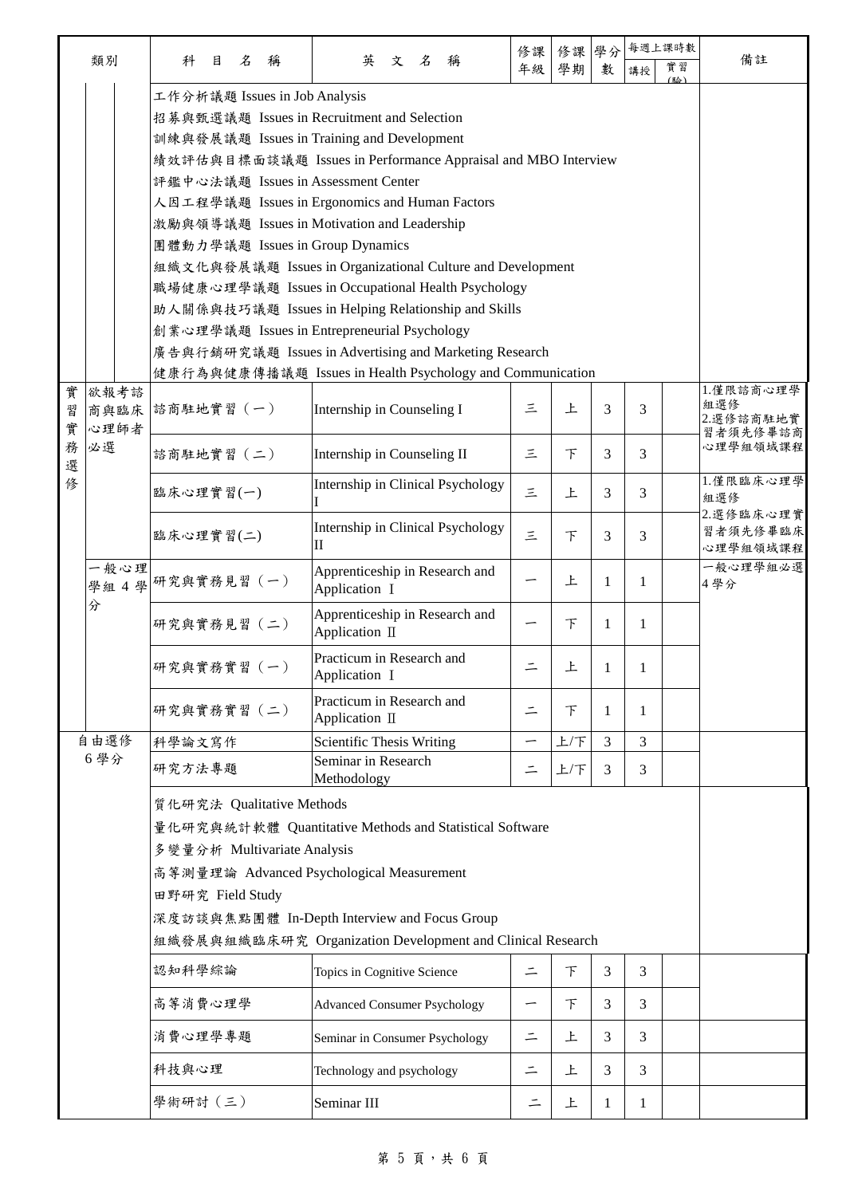| 類別 | | 科目名稱 | 英文名稱 | 修課年級 | 修課學期 | 學分數 | 每週上課時數 | | 備註 |
|---|---|---|---|---|---|---|---|---|---|
| | | | | | | | 講授 | 實習(驗) | |
| | | 工作分析議題 Issues in Job Analysis | | | | | | | |
| | | 招募與甄選議題 Issues in Recruitment and Selection | | | | | | | |
| | | 訓練與發展議題 Issues in Training and Development | | | | | | | |
| | | 績效評估與目標面談議題 Issues in Performance Appraisal and MBO Interview | | | | | | | |
| | | 評鑑中心法議題 Issues in Assessment Center | | | | | | | |
| | | 人因工程學議題 Issues in Ergonomics and Human Factors | | | | | | | |
| | | 激勵與領導議題 Issues in Motivation and Leadership | | | | | | | |
| | | 團體動力學議題 Issues in Group Dynamics | | | | | | | |
| | | 組織文化與發展議題 Issues in Organizational Culture and Development | | | | | | | |
| | | 職場健康心理學議題 Issues in Occupational Health Psychology | | | | | | | |
| | | 助人關係與技巧議題 Issues in Helping Relationship and Skills | | | | | | | |
| | | 創業心理學議題 Issues in Entrepreneurial Psychology | | | | | | | |
| | | 廣告與行銷研究議題 Issues in Advertising and Marketing Research | | | | | | | |
| | | 健康行為與健康傳播議題 Issues in Health Psychology and Communication | | | | | | | |
| 實習實務選修 | 欲報考諮商與臨床心理師者必選 | 諮商駐地實習（一） | Internship in Counseling I | 三 | 上 | 3 | 3 | | 1.僅限諮商心理學組選修 2.選修諮商駐地實習者須先修畢諮商心理學組領域課程 |
| | | 諮商駐地實習（二） | Internship in Counseling II | 三 | 下 | 3 | 3 | | |
| | | 臨床心理實習(一) | Internship in Clinical Psychology I | 三 | 上 | 3 | 3 | | 1.僅限臨床心理學組選修 2.選修臨床心理實習者須先修畢臨床心理學組領域課程 |
| | | 臨床心理實習(二) | Internship in Clinical Psychology II | 三 | 下 | 3 | 3 | | |
| | 一般心理學組4學分 | 研究與實務見習（一） | Apprenticeship in Research and Application Ⅰ | 一 | 上 | 1 | 1 | | 一般心理學組必選4學分 |
| | | 研究與實務見習（二） | Apprenticeship in Research and Application Ⅱ | 一 | 下 | 1 | 1 | | |
| | | 研究與實務實習（一） | Practicum in Research and Application Ⅰ | 二 | 上 | 1 | 1 | | |
| | | 研究與實務實習（二） | Practicum in Research and Application Ⅱ | 二 | 下 | 1 | 1 | | |
| 自由選修6學分 | | 科學論文寫作 | Scientific Thesis Writing | 一 | 上/下 | 3 | 3 | | |
| | | 研究方法專題 | Seminar in Research Methodology | 二 | 上/下 | 3 | 3 | | |
| | | 質化研究法 Qualitative Methods | | | | | | | |
| | | 量化研究與統計軟體 Quantitative Methods and Statistical Software | | | | | | | |
| | | 多變量分析 Multivariate Analysis | | | | | | | |
| | | 高等測量理論 Advanced Psychological Measurement | | | | | | | |
| | | 田野研究 Field Study | | | | | | | |
| | | 深度訪談與焦點團體 In-Depth Interview and Focus Group | | | | | | | |
| | | 組織發展與組織臨床研究 Organization Development and Clinical Research | | | | | | | |
| | | 認知科學綜論 | Topics in Cognitive Science | 二 | 下 | 3 | 3 | | |
| | | 高等消費心理學 | Advanced Consumer Psychology | 一 | 下 | 3 | 3 | | |
| | | 消費心理學專題 | Seminar in Consumer Psychology | 二 | 上 | 3 | 3 | | |
| | | 科技與心理 | Technology and psychology | 二 | 上 | 3 | 3 | | |
| | | 學術研討（三） | Seminar III | 二 | 上 | 1 | 1 | | |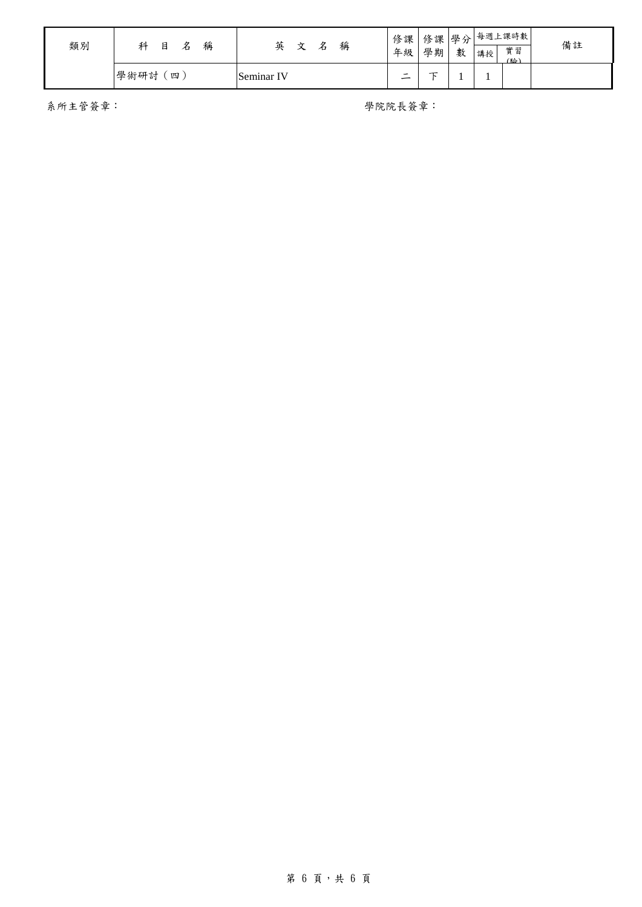| 類別 | 科目名稱 | 英文名稱 | 修課年級 | 修課學期 | 學分數 | 每週上課時數 | | 備註 |
|---|---|---|---|---|---|---|---|---|
| | | | | | | 講授 | 實習(驗) | |
| | 學術研討（四） | Seminar IV | 二 | 下 | 1 | 1 | | |

系所主管簽章：　　　　　　　　　　　　　　　學院院長簽章：